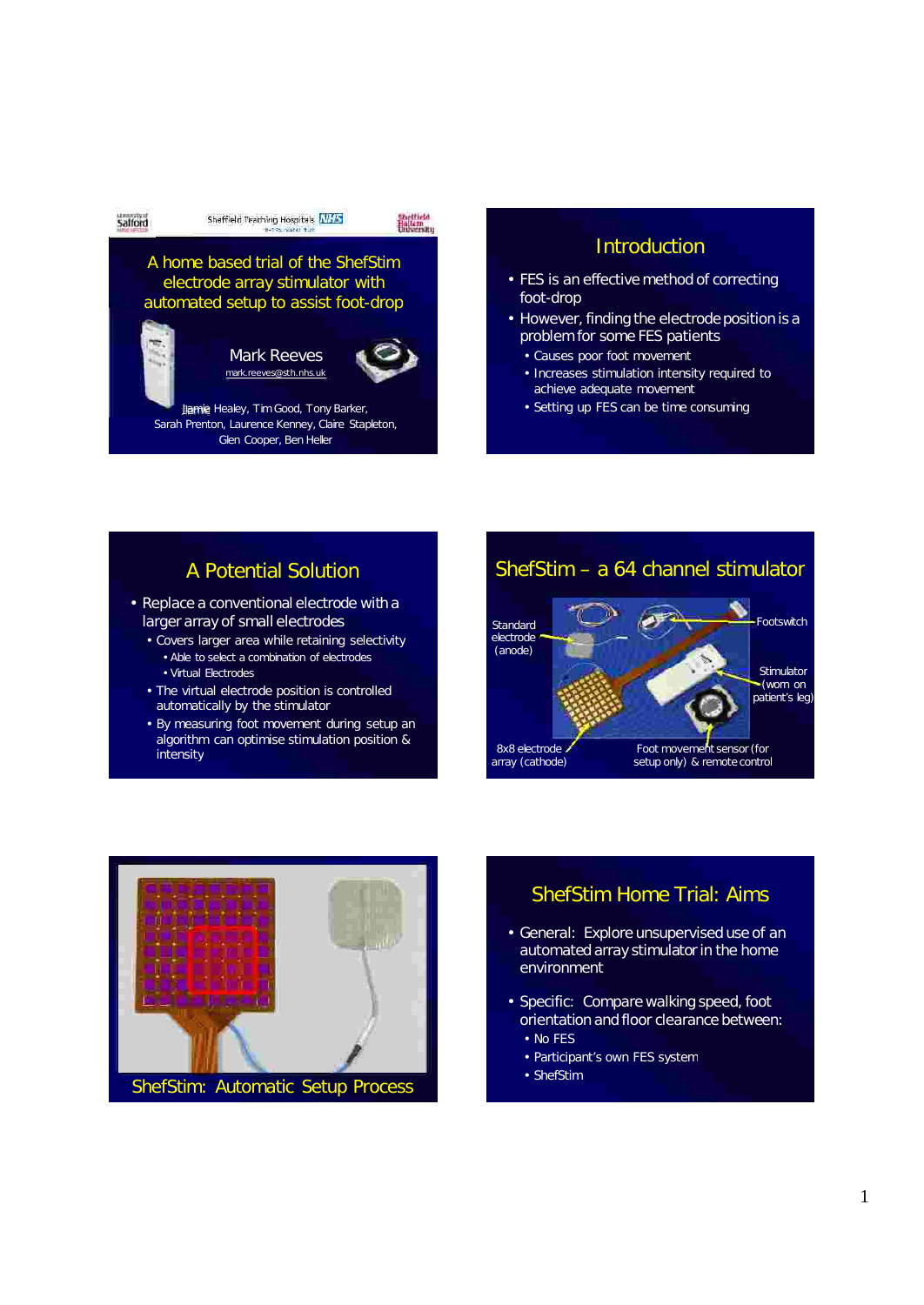# A home based trial of the ShefStim electrode array stimulator with automated setup to assist foot-drop

Mark Reeves
mark.reeves@sth.nhs.uk

Jamie Healey, Tim Good, Tony Barker, Sarah Prenton, Laurence Kenney, Claire Stapleton, Glen Cooper, Ben Heller

## Introduction

- FES is an effective method of correcting foot-drop
- However, finding the electrode position is a problem for some FES patients
  - Causes poor foot movement
  - Increases stimulation intensity required to achieve adequate movement
  - Setting up FES can be time consuming

## A Potential Solution

- Replace a conventional electrode with a larger array of small electrodes
  - Covers larger area while retaining selectivity
    - Able to select a combination of electrodes
    - Virtual Electrodes
  - The virtual electrode position is controlled automatically by the stimulator
  - By measuring foot movement during setup an algorithm can optimise stimulation position & intensity

## ShefStim – a 64 channel stimulator

Standard electrode (anode)

Footswitch

Stimulator (worn on patient's leg)

8x8 electrode array (cathode)

Foot movement sensor (for setup only) & remote control

## ShefStim: Automatic Setup Process

## ShefStim Home Trial: Aims

- General: Explore unsupervised use of an automated array stimulator in the home environment
- Specific: Compare walking speed, foot orientation and floor clearance between:
  - No FES
  - Participant's own FES system
  - ShefStim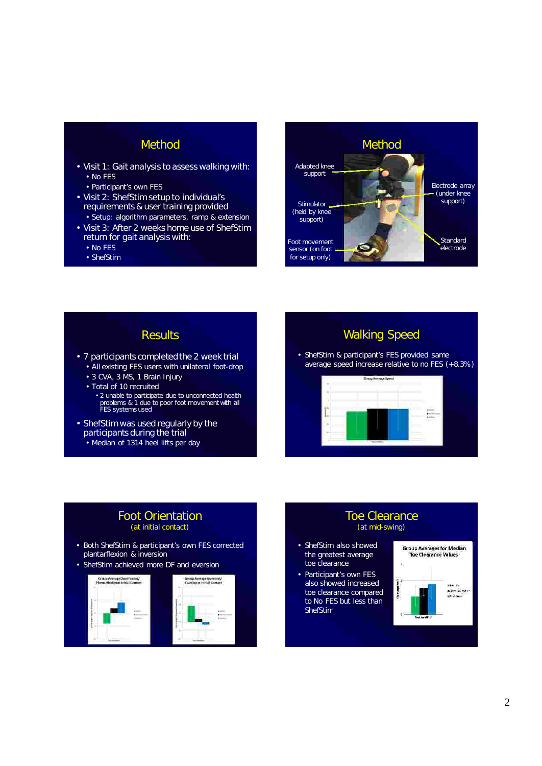## Method

- Visit 1: Gait analysis to assess walking with:
  - No FES
  - Participant's own FES
- Visit 2: ShefStim setup to individual's requirements & user training provided
  - Setup: algorithm parameters, ramp & extension
- Visit 3: After 2 weeks home use of ShefStim return for gait analysis with:
  - No FES
  - ShefStim

## Method

Adapted knee support

Stimulator (held by knee support)

Foot movement sensor (on foot for setup only)

Electrode array (under knee support)

Standard electrode

## Results

- 7 participants completed the 2 week trial
  - All existing FES users with unilateral foot-drop
  - 3 CVA, 3 MS, 1 Brain Injury
  - Total of 10 recruited
    - 2 unable to participate due to unconnected health problems & 1 due to poor foot movement with all FES systems used
- ShefStim was used regularly by the participants during the trial
  - Median of 1314 heel lifts per day

## Walking Speed

- ShefStim & participant's FES provided same average speed increase relative to no FES (+8.3%)

Group Average Speed

## Foot Orientation

(at initial contact)

- Both ShefStim & participant's own FES corrected plantarflexion & inversion
- ShefStim achieved more DF and eversion

Group Average Dorsiflexion/ Plantarflexion at Initial Contact

Group Average Inversion/ Eversion at Initial Contact

## Toe Clearance

(at mid-swing)

- ShefStim also showed the greatest average toe clearance
- Participant's own FES also showed increased toe clearance compared to No FES but less than ShefStim

Group Averages for Median Toe Clearance Values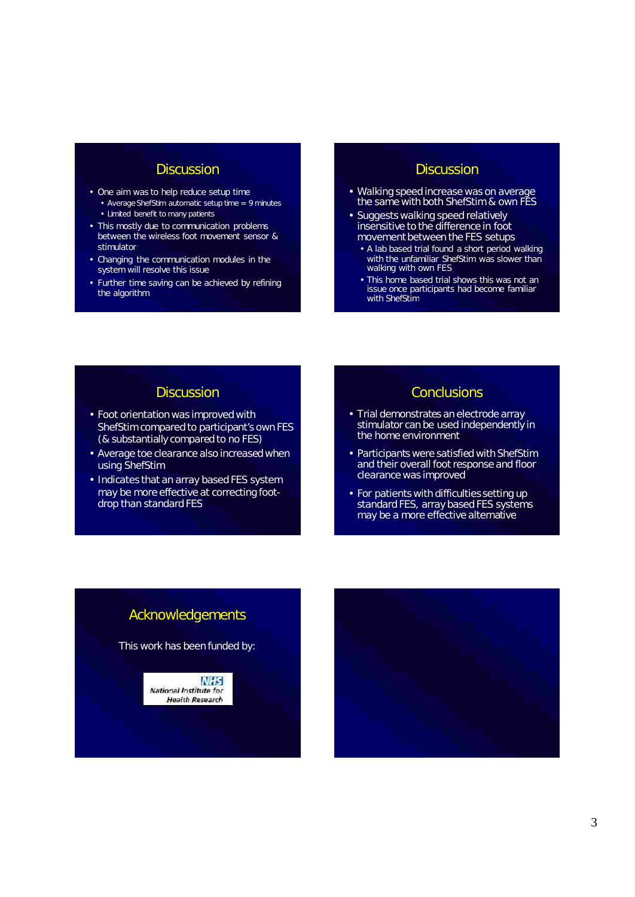## Discussion

- One aim was to help reduce setup time
  - Average ShefStim automatic setup time = 9 minutes
  - Limited benefit to many patients
- This mostly due to communication problems between the wireless foot movement sensor & stimulator
- Changing the communication modules in the system will resolve this issue
- Further time saving can be achieved by refining the algorithm

## Discussion

- Walking speed increase was on average the same with both ShefStim & own FES
- Suggests walking speed relatively insensitive to the difference in foot movement between the FES setups
  - A lab based trial found a short period walking with the unfamiliar ShefStim was slower than walking with own FES
  - This home based trial shows this was not an issue once participants had become familiar with ShefStim

## Discussion

- Foot orientation was improved with ShefStim compared to participant's own FES (& substantially compared to no FES)
- Average toe clearance also increased when using ShefStim
- Indicates that an array based FES system may be more effective at correcting foot-drop than standard FES

## Conclusions

- Trial demonstrates an electrode array stimulator can be used independently in the home environment
- Participants were satisfied with ShefStim and their overall foot response and floor clearance was improved
- For patients with difficulties setting up standard FES, array based FES systems may be a more effective alternative

## Acknowledgements

This work has been funded by:

NHS National Institute for Health Research